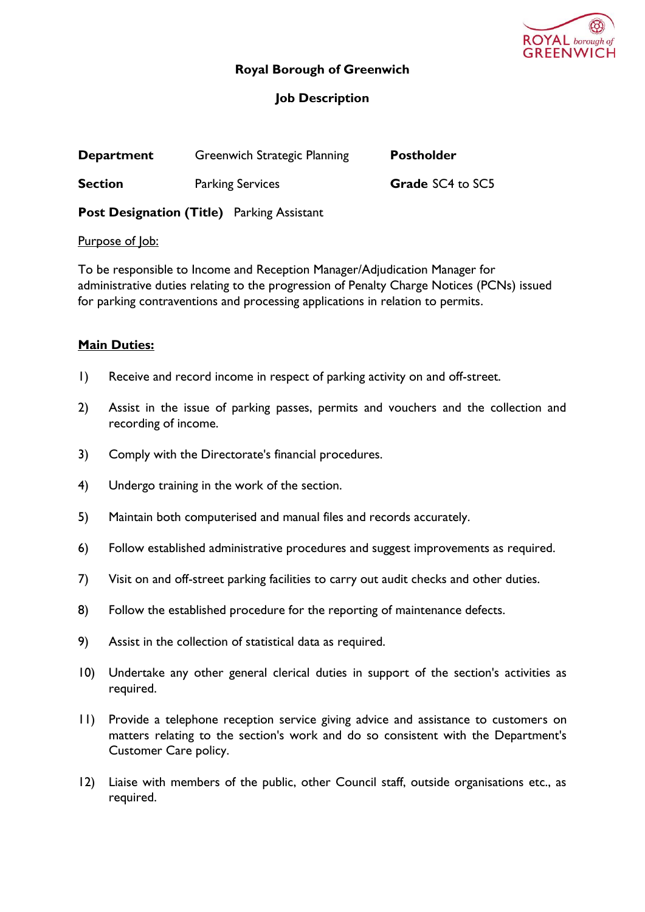# Royal Borough of Greenwich

## Job Description

| | | | |
|---|---|---|---|
| **Department** | Greenwich Strategic Planning | **Postholder** | |
| **Section** | Parking Services | **Grade** SC4 to SC5 | |

**Post Designation (Title)** Parking Assistant

Purpose of Job:

To be responsible to Income and Reception Manager/Adjudication Manager for administrative duties relating to the progression of Penalty Charge Notices (PCNs) issued for parking contraventions and processing applications in relation to permits.

**Main Duties:**

1) Receive and record income in respect of parking activity on and off-street.

2) Assist in the issue of parking passes, permits and vouchers and the collection and recording of income.

3) Comply with the Directorate's financial procedures.

4) Undergo training in the work of the section.

5) Maintain both computerised and manual files and records accurately.

6) Follow established administrative procedures and suggest improvements as required.

7) Visit on and off-street parking facilities to carry out audit checks and other duties.

8) Follow the established procedure for the reporting of maintenance defects.

9) Assist in the collection of statistical data as required.

10) Undertake any other general clerical duties in support of the section's activities as required.

11) Provide a telephone reception service giving advice and assistance to customers on matters relating to the section's work and do so consistent with the Department's Customer Care policy.

12) Liaise with members of the public, other Council staff, outside organisations etc., as required.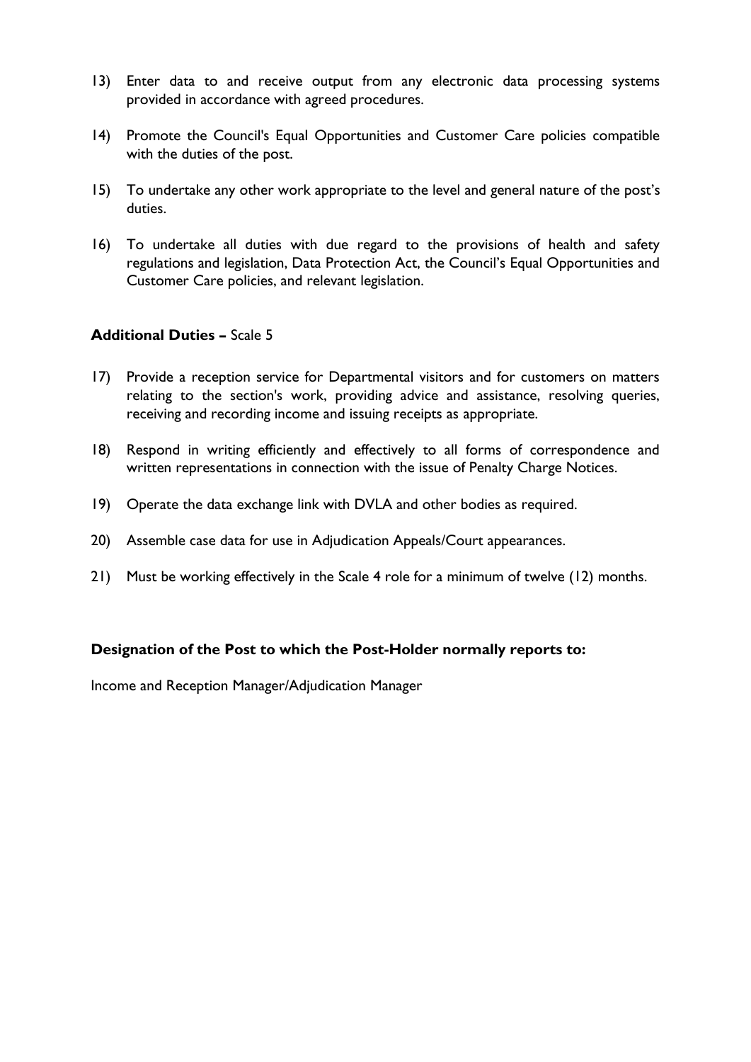13) Enter data to and receive output from any electronic data processing systems provided in accordance with agreed procedures.

14) Promote the Council's Equal Opportunities and Customer Care policies compatible with the duties of the post.

15) To undertake any other work appropriate to the level and general nature of the post's duties.

16) To undertake all duties with due regard to the provisions of health and safety regulations and legislation, Data Protection Act, the Council's Equal Opportunities and Customer Care policies, and relevant legislation.

**Additional Duties –** Scale 5

17) Provide a reception service for Departmental visitors and for customers on matters relating to the section's work, providing advice and assistance, resolving queries, receiving and recording income and issuing receipts as appropriate.

18) Respond in writing efficiently and effectively to all forms of correspondence and written representations in connection with the issue of Penalty Charge Notices.

19) Operate the data exchange link with DVLA and other bodies as required.

20) Assemble case data for use in Adjudication Appeals/Court appearances.

21) Must be working effectively in the Scale 4 role for a minimum of twelve (12) months.

**Designation of the Post to which the Post-Holder normally reports to:**

Income and Reception Manager/Adjudication Manager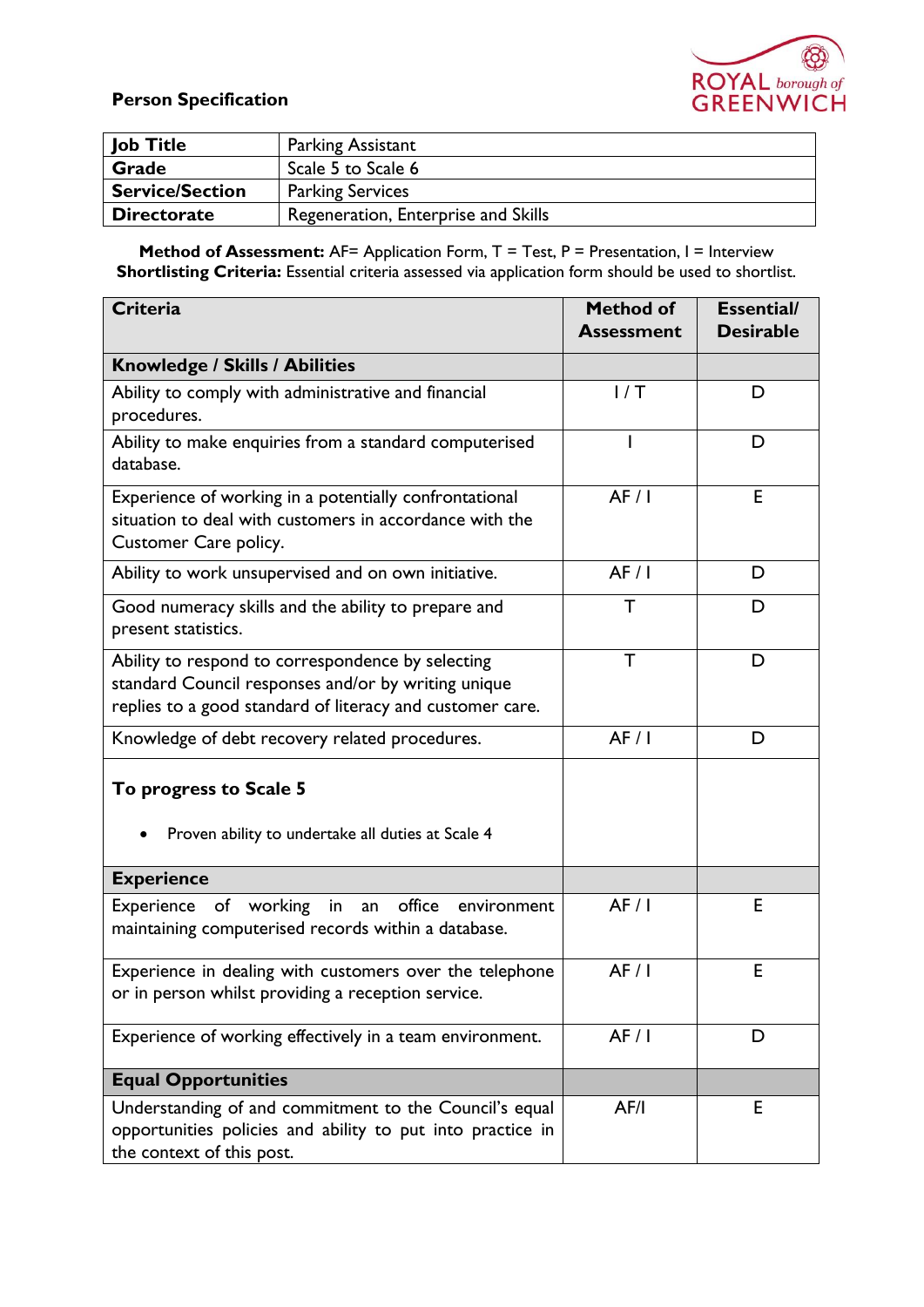**Person Specification**

| | |
|---|---|
| **Job Title** | Parking Assistant |
| **Grade** | Scale 5 to Scale 6 |
| **Service/Section** | Parking Services |
| **Directorate** | Regeneration, Enterprise and Skills |

**Method of Assessment:** AF= Application Form, T = Test, P = Presentation, I = Interview
**Shortlisting Criteria:** Essential criteria assessed via application form should be used to shortlist.

| Criteria | Method of Assessment | Essential/ Desirable |
|---|---|---|
| **Knowledge / Skills / Abilities** | | |
| Ability to comply with administrative and financial procedures. | I / T | D |
| Ability to make enquiries from a standard computerised database. | I | D |
| Experience of working in a potentially confrontational situation to deal with customers in accordance with the Customer Care policy. | AF / I | E |
| Ability to work unsupervised and on own initiative. | AF / I | D |
| Good numeracy skills and the ability to prepare and present statistics. | T | D |
| Ability to respond to correspondence by selecting standard Council responses and/or by writing unique replies to a good standard of literacy and customer care. | T | D |
| Knowledge of debt recovery related procedures. | AF / I | D |
| **To progress to Scale 5**<br>• Proven ability to undertake all duties at Scale 4 | | |
| **Experience** | | |
| Experience of working in an office environment maintaining computerised records within a database. | AF / I | E |
| Experience in dealing with customers over the telephone or in person whilst providing a reception service. | AF / I | E |
| Experience of working effectively in a team environment. | AF / I | D |
| **Equal Opportunities** | | |
| Understanding of and commitment to the Council's equal opportunities policies and ability to put into practice in the context of this post. | AF/I | E |